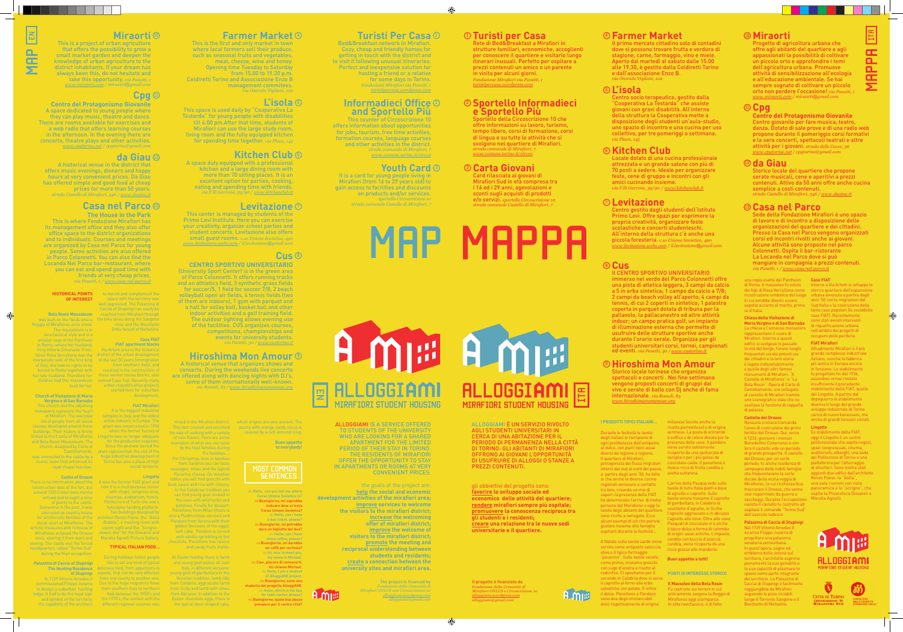# MAP EN

## Miraorti ⑩

This is a project of urban agriculture that offers the possibility to grow a small market garden and deepen the knowledge of urban agriculture to the district inhabitants. If your dream has always been this, do not hesitate and take this opportunity. *via Panetti, 1* *www.miraorti.com / miraorti@gmail.com*

## Cpg ⑪

**Centro del Protagonismo Giovanile**
A space dedicated to young people where they can play music, theatre and dance. There are rooms available for exercises and a web radio that offers learning courses in the afternoon. In the evening there are concerts, theatre plays and other activities. *www.cpgtorino.net / cpgtorino@gmail.com*

## da Giau ⑫

A historical venue in the district that offers music evenings, dinners and happy hours at very convenient prices. Da Giau has offered simple and good food at cheap prices for more than 50 years. *strada Castello di Mirafiori, 346 / www.dagiau.it*

## Casa nel Parco ⑬

**The House in the Park**
This is where Fondazione Mirafiori has its management office and they also offer office space to the district organizations and to individuals. Courses and meetings are organized by Casa nel Parco for young people. Some activities are also offered in Parco Colonnetti. You can also find the Locanda Nel Parco bar-restaurant, where you can eat and spend good time with friends at very cheap prices. *via Panetti, 1 / www.casa-nel-parco.it*

## Farmer Market ④

This is the first and only market in town where local farmers sell their produce, such as seasonal fruits and vegetables, meat, cheese, wine and honey. Opening time Tuesday to Saturday from 15.00 to 19.30 p.m. Coldiretti Torino and Associazione Enzo B management committees. *via Onorato Vigliani, 102*

## L'isola ⑤

This space is used daily by "Cooperativa La Testarda" for young people with disabilities till 4.00 pm.After that time, students of Mirafiori can use the large study room, living room and the fully equipped kitchen for spending time together. *via Plava, 145*

## Kitchen Club ⑥

A space duly equipped with a professional kitchen and a large dining room with more than 70 sitting places. It is an excellent option for parties, cooking, eating and spending time with friends. *via F.lli Garrone, 39/90 / www.kitchenclub.it*

## Levitazione ⑦

This center is managed by students of the Primo Levi Institute. Here you can exercise your creativity, organize school parties and student concerts. Levitazione also offers small guest rooms. *c.so Unione Sovietica, 490* *www.levitazione.webs.com / il.levitazione@gmail.com*

## Cus ⑧

**CENTRO SPORTIVO UNIVERSITARIO**
(University Sport Center) is in the green area of Parco Colonnetti. It offers running tracks and an athletics field, 3 synthetic grass fields for soccer/5, 1 field for soccer 7/8, 2 beach volleyball open air fields, 4 tennis fields (two of them are indoors), 1 gym with parquet and a hall for volley ball, basket ball and other indoor activities and a golf training field. The outdoor lighting allows evening use of the facilities. CUS organizes courses, competitions, championships and events for university students. *via Panetti, 30 / www.custorino.it*

## Hiroshima Mon Amour ⑨

A historical venue that organizes shows and concerts. During the weekends live concerts are offered along with dancing nights with DJ's, some of them internationally well-known. *via Bossoli, 83 / www.hiroshimamonamour.org*

## Turisti Per Casa ①

Bed&Breakfast network in Mirafiori. Cozy, cheap and friendly homes for getting in touch with the district and to visit it following unusual itineraries. Perfect and inexpensive solution for hosting a friend or a relative for some days in Torino. *Fondazione Mirafiori via Panetti, 1* *turistipercasa.wordpress.com*

## Informadiceci Office ② and Sportello Più

This counter of Circoscrizione 10 offers information about opportunities for jobs, tourism, free time activities, formation courses, language courses and other activities in the district. *strada comunale di Mirafiori, 7* *www.comune.torino.it/circ10*

## Youth Card ③

It is a card for young people living in Mirafiori (from 16 to 29 years old) to gain access to facilities and discounts on products and/or services. *sportello Circoscrizione 10* *strada comunale Castello di Mirafiori, 7*

## HISTORICAL POINTS OF INTEREST

**Bela Rosin Mausoleum** was built on the fields where Reggia at Mirafiori once stood. The mausoleum is in neoclassical style and is a smaller copy of the Pantheon in Rome, where her husband, King Vittorio Emanuele II lies. Since Rosa Vercellana was the morganatic wife of the first king of Italy, she had no rights to be buried in Rome together with her late husband. Therefore her children had this mausoleum built for her.

**Church of Visitazione di Maria Vergine e di San Barnaba**
This church and the adjoining monastery represent the heart of Mirafiori. The everyday life of people from all social classes developed around these buildings. Their history is firmly linked to the Castle of Mirafiores and Bela Rosin Mausoleum. The church, designed by Carlo di Castellamonte, was connected to the castle by a scenic route that enhanced its royal chapel function.

**Castle of Drosso**
There is no information about the construction date of the fort, but around 1233 Cistercians monks arrived and brought a time of plenty to the castle. Sometime in the past, it was also used as country house for aristocratic families of the ducal court of Mirafiores. The artistic treasures and richness of Mirafiores eclipsed the Drosso ones, sparing it from wars and looting. The castle was the forced headquarters called "Torino Sud" during the Nazi occupation.

**Palazzina di Caccia of Stupinigi**
**The Hunting Residence of Stupinigi**
In 1729 Vittorio Amedeo II commissioned Filippo Juvarra to design a suburban hunting lodge. It had to be the royal sign and symbol of the territory; the capability of the architect to mould and complement the space with the territory was well expressed. The Palazzina di Caccia of Stupinigi can easily be reached from Mirafiori through the bike lanes along the Sangone river and the Boschetto (little forest) of Nichelino.

**Case FIAT**
**FIAT apartment blocks**
Via Artom area is the historical district of the urban development of the last 50 years (immigration from southern Italy), and resulted in the construction of these worker house blocks, also named Case Fiat. Recently many urban requalification projects started here for suburban development.

**FIAT Mirafiori**
It is the biggest industrial complex in Italy and the oldest active industry in Europe. The plant was constructed in 1936 when the former factory of Lingotto was no longer adequate for the production requests. Since the postwar period the plant represented the site of the huge industrial development of Torino but also a place of high social tensions.

**Lingotto**
It was the former FIAT plant and now it is a multipurpose center with shops, congress area, cinemas, auditorium, hotels, Politecnico of Turin site and a helicopter landing platform. Two buildings designed by architect Renzo Piano: the "Bolla - Bubble", a meeting room with scenic sight and the "Scrigno - Jewels box" for the Giovanni and Marella Agnelli Picture Gallery.

## TYPICAL ITALIAN FOOD...

During holidays Italian people like to eat any kind of typical delicious food, from appetizers to sweets, that can be very different from one county to another one. Due to the huge migratory flows from southern Italy to northern Italy between the 1950's and the 1970's, the contact with the different regional cuisines was mixed in the Mirafiori district. This fact created and enriched the way of cooking with a variety of new flavors. Here are some examples of what you can taste by the host families during the holidays...

For Christmas time in families from Sardinia you can taste sausages, olives and the typical Pecorino cheese. On Venetian tables you will find grandpa's duck sauce and rice with chicory. In the Calabrian tradition you can find young goat cooked in the oven with wild herbs and potatoes. Finally for dessert: Panettone from Milan (there is also a Piedmontese version) and Pandoro from Verona with their golden (because of the eggs), soft cake.. Pandoro is served with vanilla sprinkling or hot chocolate. Panettone has raisins and candy fruits inside.

At Easter holiday there is lamb and young goat plates all over Italy, in different versions: young goat of gambellara in the Venetian tradition, lamb ribs from Calabria, aggrassato lamb from Sicily and lamb with olives from Abruzzo. In addition to the Easter chocolate eggs, there is the typical dove-shaped cake, which origins are very ancient. The pastry with orange candy slices is covered by a rich almond icing.

**Buon appetito to everybody!**

## MOST COMMON SENTENCES

EN **Hello, can you tell me where Corso Unione Sovietica is?**
ITA **Buongiorno, mi saprebbe indicare dove si trova Corso Unione Sovietica?**
EN **Hello, can I have a bus ticket, please?**
ITA **Buongiorno, mi potrebbe dare un biglietto del bus?**
EN **Hello, can I have some coffee, please?**
ITA **Buongiorno, mi darebbe un caffè per cortesia?**
EN **Hi, nice to meet you, my name is Michael.**
ITA **Ciao, piacere di conoscerti, mi chiamo Michael.**
EN **Hello, I am a student of AlloggiAMI project.**
ITA **Buongiorno, sono uno studente del progetto AlloggiAMI.**
EN **Hello, which is the bus for town center, please?**
ITA **Buongiorno, quale bus posso prendere per il centro città?**

# MAP MAPPA

# ALLOGGIAMI MIRAFIORI STUDENT HOUSING (EN)

ALLOGGIAMI IS A SERVICE OFFERED TO STUDENTS OF THE UNIVERSITY WHO ARE LOOKING FOR A SHARED APARTMENT FOR THE LIMITED PERIOD OF THEIR STAY IN TORINO. THE RESIDENTS OF MIRAFIORI OFFER THE OPPORTUNITY TO STAY IN APARTMENTS OR ROOMS AT VERY CONVENIENT PRICES.

the goals of the project are:
**help** the social and economic development activities of the mirafiori area;
**improve** services to welcome the visitors to the mirafiori district;
**increase** the welcoming offer of mirafiori district;
**improve** the welcome of visitors to the mirafiori district;
**promote** the meeting and reciprocal understanding between students and residents;
**create** a connection between the university sites and mirafiori area.

The project is financed by *Fondazione della Comunità di Mirafiori ONLUS e Circoscrizione 10* *alloggiami.wordpress.com* *alloggiami@gmail.com*

# ALLOGGIAMI MIRAFIORI STUDENT HOUSING (ITA)

ALLOGGIAMI È UN SERVIZIO RIVOLTO AGLI STUDENTI UNIVERSITARI IN CERCA DI UNA ABITAZIONE PER IL PERIODO DI PERMANENZA NELLA CITTÀ DI TORINO: GLI ABITANTI DI MIRAFIORI OFFRONO AI GIOVANI L'OPPORTUNITÀ DI USUFRUIRE DI ALLOGGI O STANZE A PREZZI CONTENUTI.

gli obbiettivi del progetto sono:
**favorire lo sviluppo sociale ed economico** delle attività del quartiere;
**rendere** mirafiori sempre più ospitale;
**promuovere** la conoscenza reciproca tra gli studenti e i residenti;
**creare una relazione tra le nuove sedi universitarie e il quartiere.**

Il progetto è finanziato da *Fondazione della Comunità di Mirafiori ONLUS e Circoscrizione 10* *alloggiami.wordpress.com* *alloggiami@gmail.com*

## ① Turisti per Casa

Rete di Bed&Breakfast a Mirafiori in strutture familiari, economiche, accoglienti per conoscere il quartiere e visitarlo lungo itinerari inusuali. Perfetto per ospitare a prezzi contenuti un amico o un parente in visita per alcuni giorni. *Fondazione Mirafiori via Panetti, 1* *turistipercasa.wordpress.com*

## ② Sportello Informadieci e Sportello Più

Sportello della Circoscrizione 10 che offre informazioni su lavoro, turismo, tempo libero, corsi di formazione, corsi di lingua e su tutte le attività che si svolgono nel quartiere di Mirafiori. *strada comunale di Mirafiori, 7* *www.comune.torino.it/circ10*

## ③ Carta Giovani

Card rilasciata ai giovani di Mirafiori Sud in età compresa tra i 16 ed i 29 anni, agevolazioni e sconti sugli acquisti di prodotti e/o servizi. *sportello Circoscrizione 10 strada comunale Castello di Mirafiori, 7*

## ④ Farmer Market

Il primo mercato cittadino solo di contadini dove si possono trovare frutta e verdura di stagione, carne, formaggio, vino e miele. Aperto dal martedì al sabato dalle 15.00 alle 19.30, è gestito dalla Coldiretti Torino e dall'associazione Enzo B. *via Onorato Vigliani, 102*

## ⑤ L'isola

Centro socio terapeutico, gestito dalla "Cooperativa La Testarda" che assiste giovani con gravi disabilità. All'interno della struttura la Cooperativa mette a disposizione degli studenti un'aula-studio, uno spazio di incontro e una cucina per uso collettivo, per tre pomeriggi a settimana. *via Plava, 145*

## ⑥ Kitchen Club

Locale dotato di una cucina professionale attrezzata e un grande salone con più di 70 posti a sedere. Ideale per organizzare feste, cene di gruppo e incontri con gli amici cucinando insieme. *via F.lli Garrone, 39/90 / www.kitchenclub.it*

## ⑦ Levitazione

Centro gestito dagli studenti dell'Istituto Primo Levi. Offre spazi per esprimere la propria creatività, organizzare feste scolastiche e concerti studenteschi. All'interno della struttura c'è anche una piccola foresteria. *c.so Unione Sovietica, 490* *www.levitazione.webs.com / il.levitazione@gmail.com*

## ⑧ Cus

IL CENTRO SPORTIVO UNIVERSITARIO immerso nel verde del Parco Colonnetti offre una pista di atletica leggera, 3 campi da calcio a 5 in erba sintetica; 1 campo da calcio a 7/8; 2 campi da beach volley all'aperto; 4 campi da tennis, di cui 2 coperti in sintetico; 1 palestra coperta in parquet dotata di tribuna per la pallavolo, la pallacanestro ed altre attività indoor; un campo pratica golf; un impianto di illuminazione esterna che permette di usufruire delle strutture sportive anche durante l'orario serale. Organizza per gli studenti universitari corsi, tornei, campionati ed eventi. *via Panetti, 30 / www.custorino.it*

## ⑨ Hiroshima Mon Amour

Storico locale torinese che organizza spettacoli e concerti. Nei fine settimana vengono proposti concerti di gruppi dal vivo e serate di ballo con Dj anche di fama internazionale. *via Bossoli, 83* *www.hiroshimamonamour.org*

## I PRODOTTI TIPICI ITALIANI...

Durante le festività la tavola degli italiani si riempie di ogni prelibatezza dall'antipasto al dolce, con piatti tipici assai diversi da regione a regione. Il quartiere di Mirafiori, protagonista dei flussi migratori interni dal sud al nord del paese, a partire dagli anni '50, ha fatto sì che anche le diverse cucine regionali venissero a contatto tra loro, creando un mix di sapori. La presenza della FIAT ha determinato l'arrivo di molte persone dal Meridione e oggi le tavole degli abitanti del quartiere sono ricche e variegate. Ecco alcuni esempi di ciò che potrete gustare insieme alle famiglie ospitanti durante le festività...

A Natale sulle tavole sarde viene servito come antipasto salsiccia, olive e il tipico formaggio "pecorino". Sulle tavole venete, come primo, troverete gnocchi con sugo d'anatra e risotto al radicchio. Ci spostiamo poi in Calabria e come secondo in Calabria dove si serve il capretto al forno alle erbe selvatiche con patate. E infine il dolce. Panettone e Pandoro sono due degli immancabili dolci rispettivamente di origine milanese (esiste anche la ricetta piemontese) e di origine veronese. La pasta di entrambi è soffice e di colore dorato per la presenza delle uova. Il pandoro viene servito solitamente ricoperto da una spolverata di vaniglia o per i più golosi da cioccolata calda. Il panettone è invece ricco di frutta candita e uvetta sultanina.

L'arrivo della Pasqua vede sulle tavole di tutta Italia piatti a base di agnello e capretto. Sulle tavole venete troviamo il capretto di gambellara, in Calabria le costolette d'agnello, in Sicilia l'agnello aggrassato e in Abruzzo l'agnello alle olive. Oltre alle uova Pasquali di cioccolato vi è anche il tipico dolce a forma di colomba di origini assai antiche. L'impasto, condito con buccia d'arancia candita, viene ricoperto da una ricca glassa alle mandorle.

**Buon appetito a tutti!**

## PUNTI DI INTERESSE STORICO

**Il Mausoleo della Bela Rosin**
Fu costruito sui terreni in cui anticamente sorgeva la Reggia di Mirafiores oggi scomparsa. In stile neoclassico, è di fatto una copia esatta del Pantheon di Roma. Il mausoleo fu voluto dai figli di Rosa Vercellana come ricostruzione simbolica del luogo in cui avrebbe dovuto essere sepolta accanto al marito, primo re d'Italia.

**Chiesa della Visitazione di Maria Vergine e di San Barnaba**
La chiesa e l'annesso monastero rappresentano il cuore di Mirafiori. Intorno a questi edifici si svolgeva in passato la vita del borgo, furono luoghi frequentati sia dai potenti sia dai cittadini e la loro storia è legata indissolubilmente a quella degli altri famosi monumenti di Mirafiori: "il Castello di Mirafiores" e "La Bela Rosin". Opera di Carlo di Castellamonte, era collegata al castello di Mirafiori tramite uno scenografico viale che ne esaltava la funzione di cappella di palazzo.

**Castello del Drosso**
Nessuna cronaca tramanda l'anno di costruzione dei primi fortilizi del Drosso. Qui, verso il 1233, giunsero i monaci Benedettini Cistercensi e con loro il castello vide un periodo di grande prosperità. Il castello del Drosso, per un certo periodo, fu anche residenza di campagna delle nobili famiglie che frequentavano la corte ducale della vicina reggia di Mirafiores, la cui ricchezza fece trascurare il Drosso, che venne così risparmiato da guerre e saccheggi. Durante l'occupazione nazista il castello fu costretto ad ospitare il comando "Torino Sud" dell'esercito tedesco.

**Palazzina di Caccia di Stupinigi**
Nel 1729 Vittorio Amedeo II incarica Filippo Juvarra di progettare una palazzina venatoria extraurbana. In quest'opera, segno ed emblema della corona sul territorio, l'architetto esprime pienamente la sua genialità e la sua capacità di plasmare lo spazio come parte integrante del territorio. La Palazzina di Caccia di Stupinigi è facilmente raggiungibile da Mirafiori seguendo le piste ciclabili lungo il Torrente Sangone e il Boschetto di Nichelino.

**Case FIAT**
Intorno a Via Artom si sviluppa le storico quartiere dell'espansione urbana avvenuta a partire dagli anni '50 con le migrazioni dal Sud Italia e la costruzione delle tante case popolari (le cosiddette case FIAT). Recentemente sono stati avviati interventi di riqualificazione urbana nell'ambito dei progetti di recupero delle periferie.

**FIAT Mirafiori**
Attualmente Mirafiori è il più grande complesso industriale italiano, nonché la fabbrica più antica in Europa ancora in funzione. Lo stabilimento fu progettato fin dal 1936, essendosi ormai rivelato insufficiente il precedente stabilimento della FIAT, quello del Lingotto. A partire dal dopoguerra lo stabilimento divenne il luogo del grande sviluppo industriale di Torino carico di nuovo benessere, ma anche di grandi tensioni sociali.

**Lingotto**
Ex stabilimento della FIAT, oggi il Lingotto è un centro polifunzionale che ospita negozi, spazi congressuali, cinema, auditorium, alberghi, una sede del Politecnico di Torino e una piattaforma per l'atterraggio di elicotteri. Sono inoltre stati aggiunti due edifici dell'architetto Renzo Piano: la "bolla", una sala riunioni con vista panoramica e lo "scrigno", che ospita la Pinacoteca Giovanni e Marella Agnelli.

## ⑩ Miraorti

Progetto di agricoltura urbana che offre agli abitanti del quartiere e agli appassionati la possibilità di coltivare un piccolo orto e approfondire i temi dell'agricoltura urbana. Promuove attività di sensibilizzazione all'ecologia e all'educazione ambientale. Se hai sempre sognato di coltivare un piccolo orto non perdere l'occasione! *via Panetti, 1* *www.miraorti.com / miraorti@gmail.com*

## ⑪ Cpg

**Centro del Protagonismo Giovanile**
Centro giovanile per fare musica, teatro, danza. Dotato di sale prove e di una radio web propone durante il pomeriggio corsi formativi e la sera concerti, spettacoli teatrali e altre attività per i giovani. *strada delle Cacce, 36* *www.cpgtorino.net / cpgtorino@gmail.com*

## ⑫ da Giau

Storico locale del quartiere che propone serate musicali, cene e aperitivi a prezzi contenuti. Attivo da 50 anni offre anche cucina semplice a costi contenuti. *strada Castello di Mirafiori, 346 / www.dagiau.it*

## ⑬ Casa nel Parco

Sede della Fondazione Mirafiori è uno spazio di lavoro e di incontro a disposizione delle organizzazioni del quartiere e dei cittadini. Presso la Casa nel Parco vengono organizzati corsi ed incontri rivolti anche ai giovani. Alcune attività sono proposte nel parco Colonnetti. Ospita il bar-ristorante La Locanda nel Parco dove si può mangiare in compagnia a prezzi contenuti. *via Panetti, 1 / www.casa-nel-parco.it*

# MAPPA ITA

ALLOGGIAMI MIRAFIORI STUDENT HOUSING

Città di Torino · Circoscrizione 10 Mirafiori Sud · Fondazione della Comunità di Mirafiori Onlus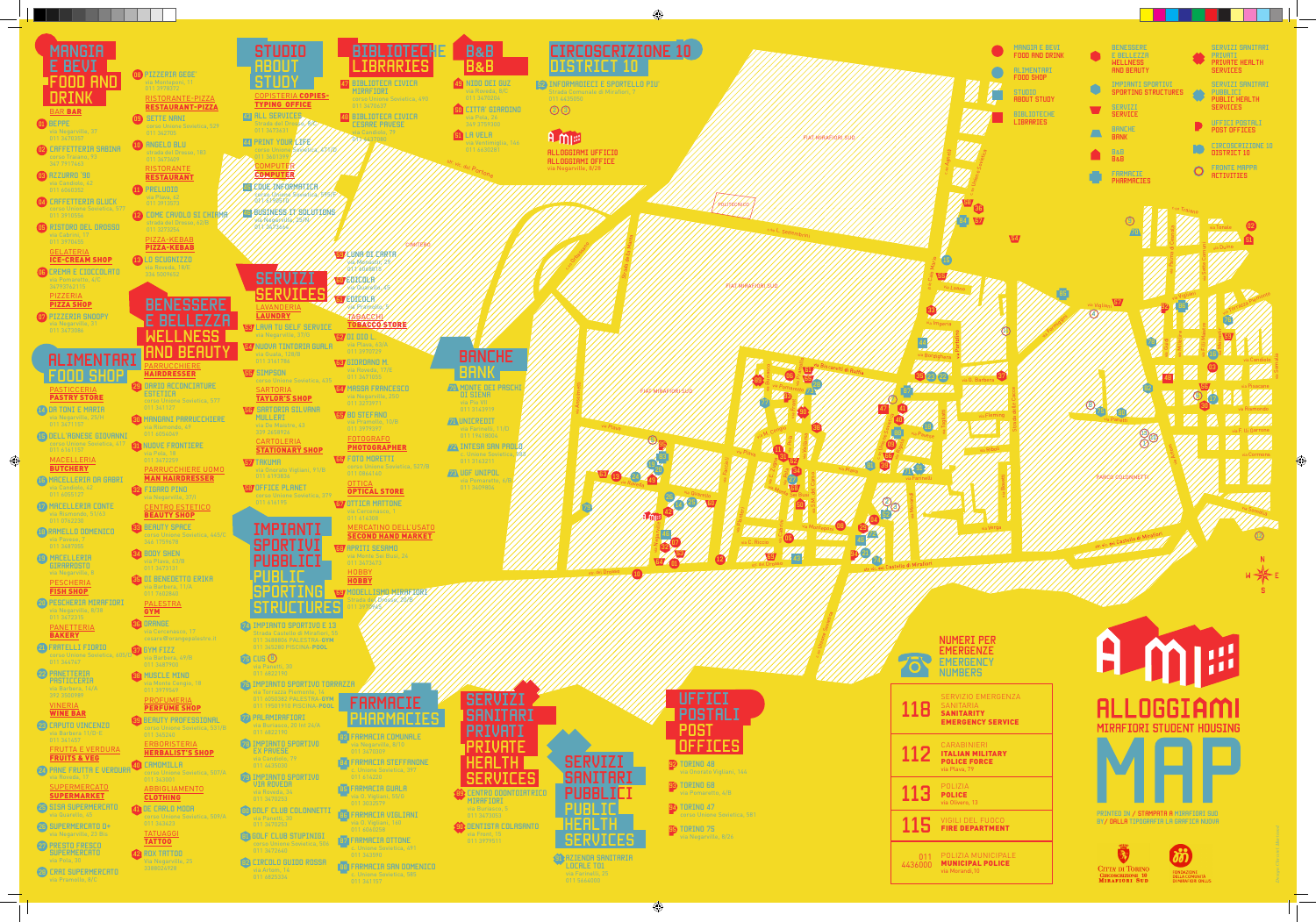# MANGIA E BEVI / FOOD AND DRINK

**BAR / BAR**

01 BEPPE
via Negarville, 31
011 3470357

02 CAFFETTERIA SABINA
corso Traiano, 93
347 7917463

03 AZZURRO '90
via Candiolo, 42
011 6060352

04 CAFFETTERIA GLUCK
corso Unione Sovietica, 577
011 3911054

05 RISTORO DEL DROSSO
via Cabrini, 17
011 3970435

**GELATERIA / ICE-CREAM SHOP**

06 CREMA E CIOCCOLATO
via Pomarolo, 4/C
3479762115

**PIZZERIA / PIZZA SHOP**

07 PIZZERIA SNOOPY
via Negarville, 31
011 3470086

08 PIZZERIA GEGE'
via Montegani, 11
011 3978372

**RISTORANTE-PIZZA / RESTAURANT-PIZZA**

09 SETTE NANI
corso Unione Sovietica, 529
011 362705

10 ANGELO BLU
strada del Drosso, 183
011 3473604

**RISTORANTE / RESTAURANT**

11 PRELUDIO
via Plava, 62
011 3913573

12 COME CAVOLO SI CHIAMA
strada del Drosso, 62/B
011 3273254

**PIZZA-KEBAB / PIZZA-KEBAB**

13 LO SCUGNIZZO
via Rovedà, 18/E
334 5009652

# ALIMENTARI / FOOD SHOP

**PASTICCERIA / PASTRY STORE**

14 DA TONI E MARIA
via Negarville, 25/H
011 3471157

15 DELL'ANNESE GIOVANNI
corso Unione Sovietica, 613
011 6161107

**MACELLERIA / BUTCHERY**

16 MACELLERIA DA GABRI
via Candiolo, 42
011 6055127

17 MACELLERIA CONTE
via Rismondo, 51/63
011 0742230

18 RAMELLO DOMENICO
via Plava, 7
011 3687055

19 MACELLERIA GIRARROSTO
via Negarville, 8

**PESCHERIA / FISH SHOP**

20 PESCHERIA MIRAFIORI
via Negarville, 8/38
011 3472375

**PANETTERIA / BAKERY**

21 FRATELLI FIORIO
corso Unione Sovietica, 600/D
011 364747

22 PANETTERIA PASTICCERIA
via Barbera, 14/A
392 3501989

**VINERIA / WINE BAR**

23 CAPUTO VINCENZO
via Barbera 11/D-E
011 347457

**FRUTTA E VERDURA / FRUITS & VEG**

24 PANE FRUTTA E VERDURA
via Rovedà, 17

**SUPERMERCATO / SUPERMARKET**

25 SISA SUPERMERCATO
via Guarello, 45

26 SUPERMERCATO D+
via Negarville, 23 Bis

27 PRESTO FRESCO SUPERMERCATO
via Pola, 30

28 CRAI SUPERMERCATO
via Pramollo, 8/C

# BENESSERE E BELLEZZA / WELLNESS AND BEAUTY

**PARRUCCHIERE / HAIRDRESSER**

29 DARIO ACCONCIATURE ESTETICA
corso Unione Sovietica, 577
011 341127

30 MANDARI PARRUCCHIERE
via Rismondo, 49
011 6054049

31 NUOVE FRONTIERE
via Pola, 19
011 3472259

**PARRUCCHIERE UOMO / MAN HAIRDRESSER**

32 FIGARO PINO
via Negarville, 37/I

**CENTRO ESTETICO / BEAUTY SHOP**

33 BEAUTY SPACE
corso Unione Sovietica, 465/C
346 1759678

34 BODY SHEN
via Plava, 63/B
011 3473131

35 DI BENEDETTO ERIKA
via Barbera, 11/A
011 7402860

**PALESTRA / GYM**

36 ORANGE
via Carcenasco, 17
cusaro@orangepalestra.it

37 GYM FIZZ
via Barbera, 6/H
011 3487908

38 MUSCLE MIND
via Monte Cengio, 18
011 3979569

**PROFUMERIA / PERFUME SHOP**

39 BEAUTY PROFESSIONAL
corso Unione Sovietica, 531/B
011 365240

**ERBORISTERIA / HERBALIST'S SHOP**

40 CAMOMILLA
corso Unione Sovietica, 507/A
011 343001

**ABBIGLIAMENTO / CLOTHING**

41 DE CARLO MODA
corso Unione Sovietica, 509/A
011 343423

**TATUAGGI / TATTOO**

42 BOX TATTOO
Via Negarville, 25
3388024928

# STUDIO / ABOUT STUDY

**COPISTERIA COPIES-TYPING OFFICE**

43 ALL SERVICES
Strada del Drosso, 8/C
011 3473631

44 PRINT YOUR LIFE
corso Unione Sovietica, 471/D
011 3601399

**COMPUTER / COMPUTER**

45 CDUE INFORMATICA
corso Unione Sovietica, 579/B
011 6195510

46 BUSINESS IT SOLUTIONS
via Negarville, 25/H
011 3473646

# BIBLIOTECHE / LIBRARIES

47 BIBLIOTECA CIVICA MIRAFIORI
corso Unione Sovietica, 490
011 3470127

48 BIBLIOTECA CIVICA CESARE PAVESE
via Candiolo, 79
011 4437080

# B&B / B&B

49 NIDO DEI GUZ
via Rovedà, 8/C
011 3470204

50 CITTA' GIARDINO
via Pola, 26
349 3759300

51 LA VELA
via Ventimiglia, 146
011 6630281

# CIRCOSCRIZIONE 10 / DISTRICT 10

52 INFORMADIECI E SPORTELLO PIU'
Strada Comunale di Mirafiori, 7
011 4436050

ALLOGGIAMI UFFICIO / ALLOGGIAMI OFFICE
via Negarville, 8/28

# SERVIZI / SERVICES

**LAVANDERIA / LAUNDRY**

53 LAVA TU SELF SERVICE
via Negarville, 37/G

54 NUOVA TINTORIA GUALA
via Guala, 128/B
011 3161786

55 SIMPSON
corso Unione Sovietica, 435

**SARTORIA / TAYLOR'S SHOP**

56 SARTORIA SILVANA MULLERI
via De Maistre, 43
333 2608926

**CARTOLERIA / STATIONARY SHOP**

57 TAKUMA
via Onorato Vigliani, 91/B
011 4193806

58 OFFICE PLANET
corso Unione Sovietica, 579
011 616195

59 LUNA DI CARTA
via Mercadante, 29
011 4069810

60 EDICOLA
via Guarello, 45

61 EDICOLA
via Pramollo, 5

**TABACCHI / TOBACCO STORE**

62 DI DIO L.
via Plava, 63/A
011 3970729

63 GIORDANO M.
via Rovedà, 17/E
011 3479850

64 MASSA FRANCESCO
via Negarville, 250
011 3273971

65 BO STEFANO
via Pramollo, 10/B
011 3978397

**FOTOGRAFO / PHOTOGRAPHER**

66 FOTO MORETTI
corso Unione Sovietica, 527/B
011 3866140

**OTTICA / OPTICAL STORE**

67 OTTICA MATTONE
via Carcenasco, 9
011 616300

**MERCATINO DELL'USATO / SECOND HAND MARKET**

68 APRITI SESAMO
via Monte Sei Busi, 26
011 3473673

**HOBBY / HOBBY**

69 MODELLISMO MIRAFIORI
Strada del Drosso, 20/B
011 3970945

# IMPIANTI SPORTIVI PUBBLICI / PUBLIC SPORTING STRUCTURES

70 IMPIANTO SPORTIVO E 13
Strada Castello di Mirafiori, 55
011 3698906 PALESTRA-GYM
011 345280 PISCINA-POOL

71 CUS
via Panetti, 30
011 6822190

72 IMPIANTO SPORTIVO TORRAZZA
via Torrazza Piemonte, 10
011 6051382 PALESTRA-GYM
011 19501910 PISCINA-POOL

73 PALAMIRAFIORI
via Burlasco, 20 tel 24/A
011 6822190

74 IMPIANTO SPORTIVO EX PAVESE
via Candiolo, 79
011 4435020

75 IMPIANTO SPORTIVO VIA ROVEDA
via Rovedà, 36
011 3470253

76 GOLF CLUB COLONNETTI
via Panetti, 30
011 3470253

77 GOLF CLUB STUPINIGI
corso Unione Sovietica, 506
011 3472640

78 CIRCOLO GUIDO ROSSA
via Artom, 14
011 6825334

# BANCHE / BANK

79 MONTE DEI PASCHI DI SIENA
via Pio VII
011 3163919

80 UNICREDIT
via Farinelli, 11/D
011 19618084

81 INTESA SAN PAOLO
c. Unione Sovietica, 583
011 3163211

82 UGF UNIPOL
via Pomarolo, 4/B
011 3609006

# FARMACIE / PHARMACIES

83 FARMACIA COMUNALE
via Negarville, 8/10
011 3470089

84 FARMACIA STEFFANONE
c. Unione Sovietica, 397
011 616220

85 FARMACIA GUALA
via O. Vigliani, 55/D
011 3032579

86 FARMACIA VIGLIANI
via O. Vigliani, 160
011 6060250

87 FARMACIA OTTONE
c. Unione Sovietica, 491
011 343590

88 FARMACIA SAN DOMENICO
c. Unione Sovietica, 585
011 343187

# SERVIZI SANITARI PRIVATI / PRIVATE HEALTH SERVICES

89 CENTRO ODONTOIATRICO MIRAFIORI
via Burlasco, 5
011 3473053

90 DENTISTA COLASANTO
via Rovedà, 15
011 3979511

# SERVIZI SANITARI PUBBLICI / PUBLIC HEALTH SERVICES

91 AZIENDA SANITARIA LOCALE TO1
via Farinelli, 25
011 5664000

# UFFICI POSTALI / POST OFFICES

92 TORINO 48
via Onorato Vigliani, 164

93 TORINO 68
via Pomarolo, 4/B

94 TORINO 47
corso Unione Sovietica, 581

95 TORINO 75
via Negarville, 8/26

# NUMERI PER EMERGENZE / EMERGENCY NUMBERS

| | |
|---|---|
| 118 | SERVIZIO EMERGENZA SANITARIA / SANITARIA EMERGENCY SERVICE |
| 112 | CARABINIERI / ITALIAN MILITARY POLICE FORCE, via Plava, 79 |
| 113 | POLIZIA / POLICE, via Olivero, 13 |
| 115 | VIGILI DEL FUOCO / FIRE DEPARTMENT |
| 011 4436000 | POLIZIA MUNICIPALE / MUNICIPAL POLICE, via Morandi,10 |

**Legenda:**
MANGIA E BEVI / FOOD AND DRINK
ALIMENTARI / FOOD SHOP
STUDIO / ABOUT STUDY
BIBLIOTECHE / LIBRARIES
BENESSERE E BELLEZZA / WELLNESS AND BEAUTY
IMPIANTI SPORTIVI / SPORTING STRUCTURES
SERVIZI / SERVICE
BANCHE / BANK
B&B / B&B
FARMACIE / PHARMACIES
SERVIZI SANITARI PRIVATI / PRIVATE HEALTH SERVICES
SERVIZI SANITARI PUBBLICI / PUBLIC HEALTH SERVICES
UFFICI POSTALI / POST OFFICES
CIRCOSCRIZIONE 10 / DISTRICT 10
FRONTE MAPPA / ACTIVITIES

# ALLOGGIAMI MAP

MIRAFIORI STUDENT HOUSING

PRINTED IN / STAMPATA A MIRAFIORI SUD
BY / DALLA TIPOGRAFIA LA GRAFICA NUOVA

Città di Torino – Circoscrizione 10 Mirafiori Sud
Fondazione della Comunità di Mirafiori Onlus